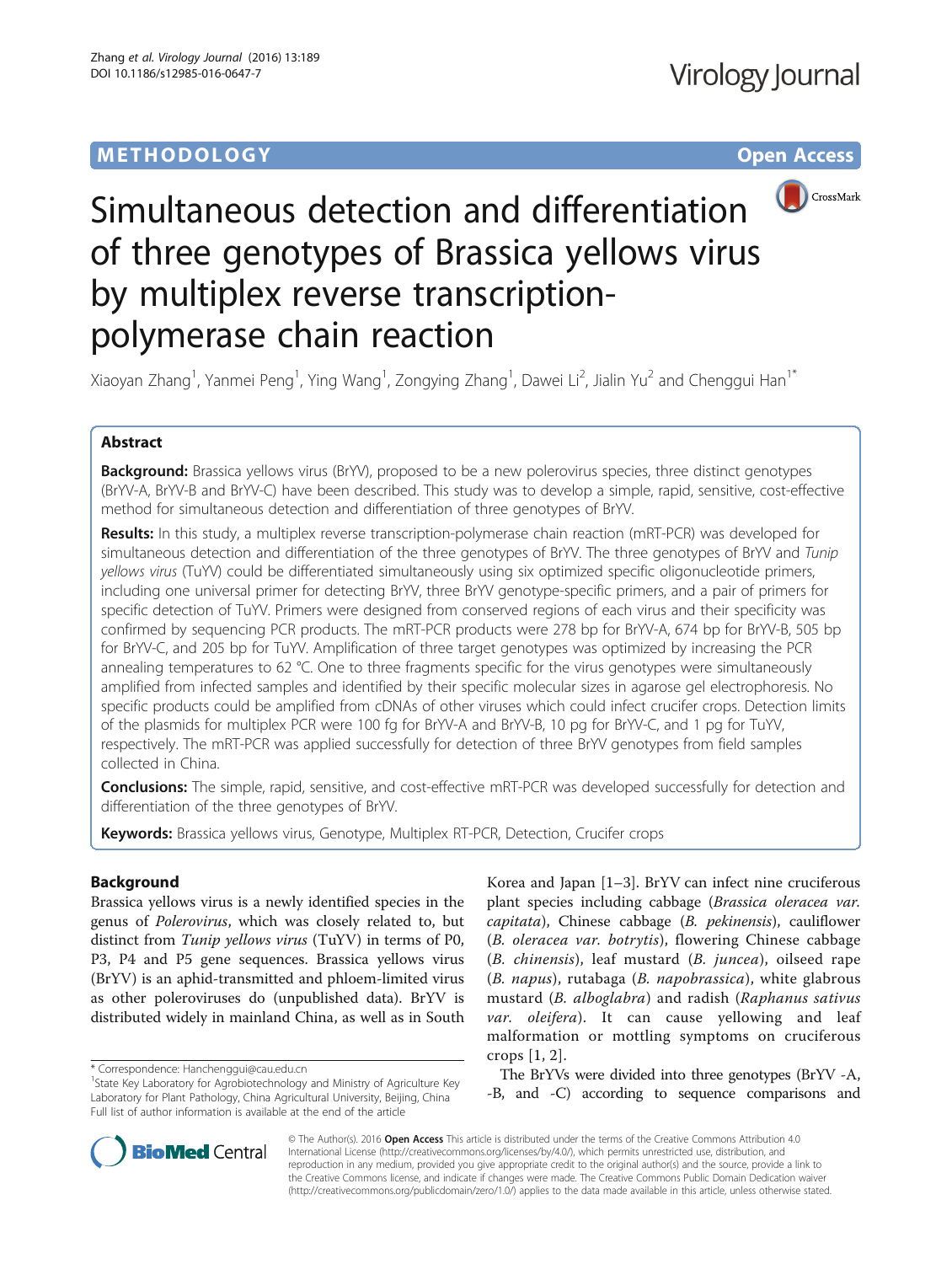METHODOLOGY Open Access

# Simultaneous detection and differentiation of three genotypes of Brassica yellows virus by multiplex reverse transcription-polymerase chain reaction

Xiaoyan Zhang[1], Yanmei Peng[1], Ying Wang[1], Zongying Zhang[1], Dawei Li[2], Jialin Yu[2] and Chenggui Han[1*]

## Abstract

**Background:** Brassica yellows virus (BrYV), proposed to be a new polerovirus species, three distinct genotypes (BrYV-A, BrYV-B and BrYV-C) have been described. This study was to develop a simple, rapid, sensitive, cost-effective method for simultaneous detection and differentiation of three genotypes of BrYV.

**Results:** In this study, a multiplex reverse transcription-polymerase chain reaction (mRT-PCR) was developed for simultaneous detection and differentiation of the three genotypes of BrYV. The three genotypes of BrYV and *Tunip yellows virus* (TuYV) could be differentiated simultaneously using six optimized specific oligonucleotide primers, including one universal primer for detecting BrYV, three BrYV genotype-specific primers, and a pair of primers for specific detection of TuYV. Primers were designed from conserved regions of each virus and their specificity was confirmed by sequencing PCR products. The mRT-PCR products were 278 bp for BrYV-A, 674 bp for BrYV-B, 505 bp for BrYV-C, and 205 bp for TuYV. Amplification of three target genotypes was optimized by increasing the PCR annealing temperatures to 62 °C. One to three fragments specific for the virus genotypes were simultaneously amplified from infected samples and identified by their specific molecular sizes in agarose gel electrophoresis. No specific products could be amplified from cDNAs of other viruses which could infect crucifer crops. Detection limits of the plasmids for multiplex PCR were 100 fg for BrYV-A and BrYV-B, 10 pg for BrYV-C, and 1 pg for TuYV, respectively. The mRT-PCR was applied successfully for detection of three BrYV genotypes from field samples collected in China.

**Conclusions:** The simple, rapid, sensitive, and cost-effective mRT-PCR was developed successfully for detection and differentiation of the three genotypes of BrYV.

**Keywords:** Brassica yellows virus, Genotype, Multiplex RT-PCR, Detection, Crucifer crops

## Background

Brassica yellows virus is a newly identified species in the genus of *Polerovirus*, which was closely related to, but distinct from *Tunip yellows virus* (TuYV) in terms of P0, P3, P4 and P5 gene sequences. Brassica yellows virus (BrYV) is an aphid-transmitted and phloem-limited virus as other poleroviruses do (unpublished data). BrYV is distributed widely in mainland China, as well as in South Korea and Japan [1–3]. BrYV can infect nine cruciferous plant species including cabbage (*Brassica oleracea var. capitata*), Chinese cabbage (*B. pekinensis*), cauliflower (*B. oleracea var. botrytis*), flowering Chinese cabbage (*B. chinensis*), leaf mustard (*B. juncea*), oilseed rape (*B. napus*), rutabaga (*B. napobrassica*), white glabrous mustard (*B. alboglabra*) and radish (*Raphanus sativus var. oleifera*). It can cause yellowing and leaf malformation or mottling symptoms on cruciferous crops [1, 2].

The BrYVs were divided into three genotypes (BrYV -A, -B, and -C) according to sequence comparisons and

* Correspondence: Hanchenggui@cau.edu.cn
[1]State Key Laboratory for Agrobiotechnology and Ministry of Agriculture Key Laboratory for Plant Pathology, China Agricultural University, Beijing, China
Full list of author information is available at the end of the article

© The Author(s). 2016 **Open Access** This article is distributed under the terms of the Creative Commons Attribution 4.0 International License (http://creativecommons.org/licenses/by/4.0/), which permits unrestricted use, distribution, and reproduction in any medium, provided you give appropriate credit to the original author(s) and the source, provide a link to the Creative Commons license, and indicate if changes were made. The Creative Commons Public Domain Dedication waiver (http://creativecommons.org/publicdomain/zero/1.0/) applies to the data made available in this article, unless otherwise stated.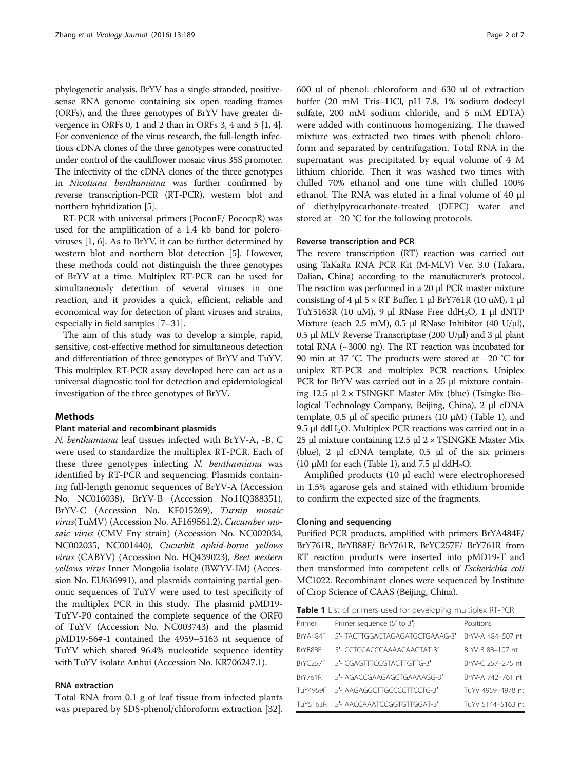phylogenetic analysis. BrYV has a single-stranded, positive-sense RNA genome containing six open reading frames (ORFs), and the three genotypes of BrYV have greater divergence in ORFs 0, 1 and 2 than in ORFs 3, 4 and 5 [1, 4]. For convenience of the virus research, the full-length infectious cDNA clones of the three genotypes were constructed under control of the cauliflower mosaic virus 35S promoter. The infectivity of the cDNA clones of the three genotypes in *Nicotiana benthamiana* was further confirmed by reverse transcription-PCR (RT-PCR), western blot and northern hybridization [5].

RT-PCR with universal primers (PoconF/ PococpR) was used for the amplification of a 1.4 kb band for poleroviruses [1, 6]. As to BrYV, it can be further determined by western blot and northern blot detection [5]. However, these methods could not distinguish the three genotypes of BrYV at a time. Multiplex RT-PCR can be used for simultaneously detection of several viruses in one reaction, and it provides a quick, efficient, reliable and economical way for detection of plant viruses and strains, especially in field samples [7–31].

The aim of this study was to develop a simple, rapid, sensitive, cost-effective method for simultaneous detection and differentiation of three genotypes of BrYV and TuYV. This multiplex RT-PCR assay developed here can act as a universal diagnostic tool for detection and epidemiological investigation of the three genotypes of BrYV.

## Methods

### Plant material and recombinant plasmids

*N. benthamiana* leaf tissues infected with BrYV-A, -B, C were used to standardize the multiplex RT-PCR. Each of these three genotypes infecting *N. benthamiana* was identified by RT-PCR and sequencing. Plasmids containing full-length genomic sequences of BrYV-A (Accession No. NC016038), BrYV-B (Accession No.HQ388351), BrYV-C (Accession No. KF015269), *Turnip mosaic virus*(TuMV) (Accession No. AF169561.2), *Cucumber mosaic virus* (CMV Fny strain) (Accession No. NC002034, NC002035, NC001440), *Cucurbit aphid-borne yellows virus* (CABYV) (Accession No. HQ439023), *Beet western yellows virus* Inner Mongolia isolate (BWYV-IM) (Accession No. EU636991), and plasmids containing partial genomic sequences of TuYV were used to test specificity of the multiplex PCR in this study. The plasmid pMD19-TuYV-P0 contained the complete sequence of the ORF0 of TuYV (Accession No. NC003743) and the plasmid pMD19-56#-1 contained the 4959–5163 nt sequence of TuYV which shared 96.4% nucleotide sequence identity with TuYV isolate Anhui (Accession No. KR706247.1).

### RNA extraction

Total RNA from 0.1 g of leaf tissue from infected plants was prepared by SDS-phenol/chloroform extraction [32]. 600 ul of phenol: chloroform and 630 ul of extraction buffer (20 mM Tris–HCl, pH 7.8, 1% sodium dodecyl sulfate, 200 mM sodium chloride, and 5 mM EDTA) were added with continuous homogenizing. The thawed mixture was extracted two times with phenol: chloroform and separated by centrifugation. Total RNA in the supernatant was precipitated by equal volume of 4 M lithium chloride. Then it was washed two times with chilled 70% ethanol and one time with chilled 100% ethanol. The RNA was eluted in a final volume of 40 μl of diethylpyrocarbonate-treated (DEPC) water and stored at −20 °C for the following protocols.

### Reverse transcription and PCR

The revere transcription (RT) reaction was carried out using TaKaRa RNA PCR Kit (M-MLV) Ver. 3.0 (Takara, Dalian, China) according to the manufacturer's protocol. The reaction was performed in a 20 μl PCR master mixture consisting of 4 μl 5 × RT Buffer, 1 μl BrY761R (10 uM), 1 μl TuY5163R (10 uM), 9 μl RNase Free $ddH_2O$, 1 μl dNTP Mixture (each 2.5 mM), 0.5 μl RNase Inhibitor (40 U/μl), 0.5 μl MLV Reverse Transcriptase (200 U/μl) and 3 μl plant total RNA (~3000 ng). The RT reaction was incubated for 90 min at 37 °C. The products were stored at −20 °C for uniplex RT-PCR and multiplex PCR reactions. Uniplex PCR for BrYV was carried out in a 25 μl mixture containing 12.5 μl 2 × TSINGKE Master Mix (blue) (Tsingke Biological Technology Company, Beijing, China), 2 μl cDNA template, 0.5 μl of specific primers (10 μM) (Table 1), and 9.5 μl $ddH_2O$. Multiplex PCR reactions was carried out in a 25 μl mixture containing 12.5 μl 2 × TSINGKE Master Mix (blue), 2 μl cDNA template, 0.5 μl of the six primers (10 μM) for each (Table 1), and 7.5 μl $ddH_2O$.

Amplified products (10 μl each) were electrophoresed in 1.5% agarose gels and stained with ethidium bromide to confirm the expected size of the fragments.

### Cloning and sequencing

Purified PCR products, amplified with primers BrYA484F/ BrY761R, BrYB88F/ BrY761R, BrYC257F/ BrY761R from RT reaction products were inserted into pMD19-T and then transformed into competent cells of *Escherichia coli* MC1022. Recombinant clones were sequenced by Institute of Crop Science of CAAS (Beijing, China).

**Table 1** List of primers used for developing multiplex RT-PCR

| Primer | Primer sequence (5′ to 3′) | Positions |
|---|---|---|
| BrYA484F | 5′- TACTTGGACTAGAGATGCTGAAAG-3′ | BrYV-A 484–507 nt |
| BrYB88F | 5′- CCTCCACCCAAAACAAGTAT-3′ | BrYV-B 88–107 nt |
| BrYC257F | 5′- CGAGTTTCCGTACTTGTTG-3′ | BrYV-C 257–275 nt |
| BrY761R | 5′- AGACCGAAGAGCTGAAAAGG-3′ | BrYV-A 742–761 nt |
| TuY4959F | 5′- AAGAGGCTTGCCCCTTCCTG-3′ | TuYV 4959–4978 nt |
| TuY5163R | 5′- AACCAAATCCGGTGTTGGAT-3′ | TuYV 5144–5163 nt |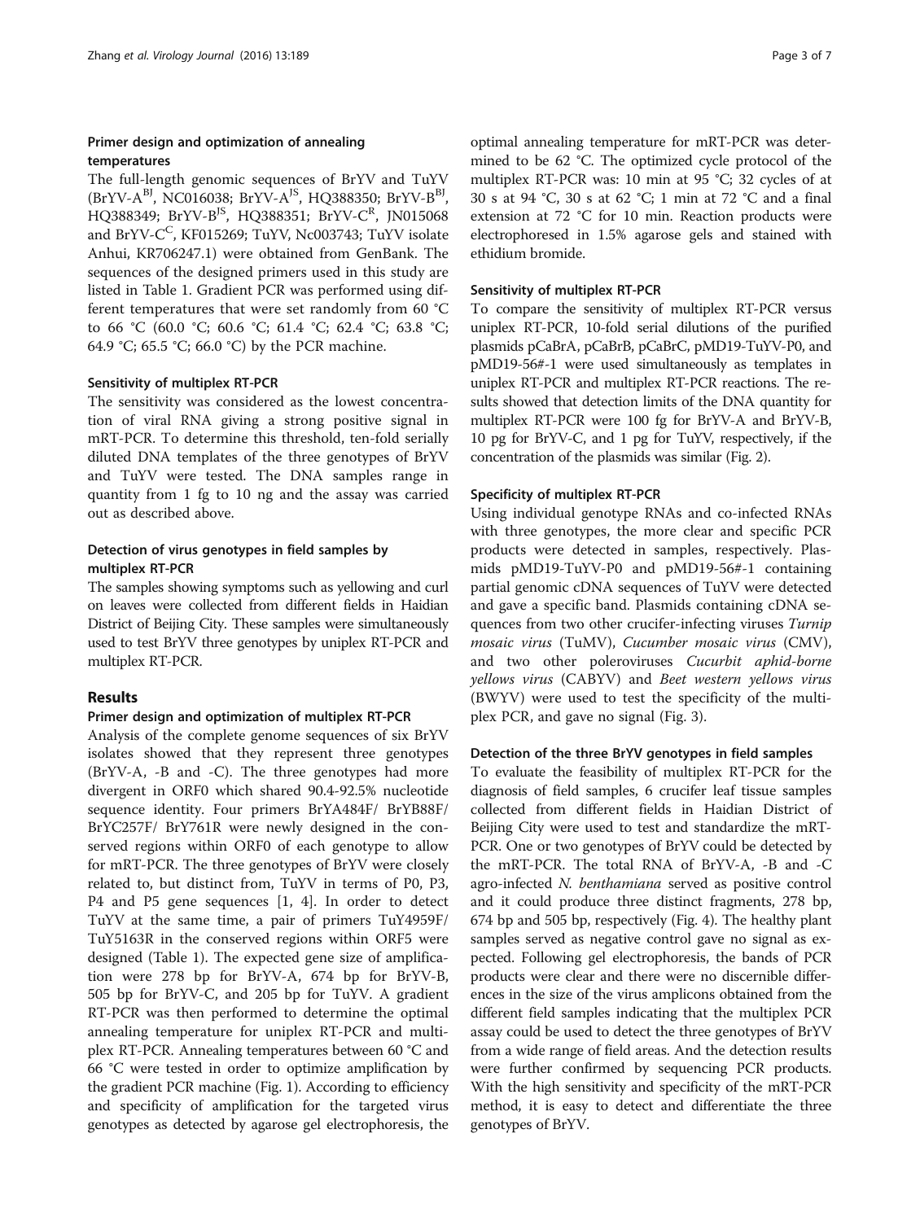### Primer design and optimization of annealing temperatures

The full-length genomic sequences of BrYV and TuYV (BrYV-A[BJ], NC016038; BrYV-A[JS], HQ388350; BrYV-B[BJ], HQ388349; BrYV-B[JS], HQ388351; BrYV-C[R], JN015068 and BrYV-C[C], KF015269; TuYV, Nc003743; TuYV isolate Anhui, KR706247.1) were obtained from GenBank. The sequences of the designed primers used in this study are listed in Table 1. Gradient PCR was performed using different temperatures that were set randomly from 60 °C to 66 °C (60.0 °C; 60.6 °C; 61.4 °C; 62.4 °C; 63.8 °C; 64.9 °C; 65.5 °C; 66.0 °C) by the PCR machine.

### Sensitivity of multiplex RT-PCR

The sensitivity was considered as the lowest concentration of viral RNA giving a strong positive signal in mRT-PCR. To determine this threshold, ten-fold serially diluted DNA templates of the three genotypes of BrYV and TuYV were tested. The DNA samples range in quantity from 1 fg to 10 ng and the assay was carried out as described above.

### Detection of virus genotypes in field samples by multiplex RT-PCR

The samples showing symptoms such as yellowing and curl on leaves were collected from different fields in Haidian District of Beijing City. These samples were simultaneously used to test BrYV three genotypes by uniplex RT-PCR and multiplex RT-PCR.

## Results

### Primer design and optimization of multiplex RT-PCR

Analysis of the complete genome sequences of six BrYV isolates showed that they represent three genotypes (BrYV-A, -B and -C). The three genotypes had more divergent in ORF0 which shared 90.4-92.5% nucleotide sequence identity. Four primers BrYA484F/ BrYB88F/ BrYC257F/ BrY761R were newly designed in the conserved regions within ORF0 of each genotype to allow for mRT-PCR. The three genotypes of BrYV were closely related to, but distinct from, TuYV in terms of P0, P3, P4 and P5 gene sequences [1, 4]. In order to detect TuYV at the same time, a pair of primers TuY4959F/ TuY5163R in the conserved regions within ORF5 were designed (Table 1). The expected gene size of amplification were 278 bp for BrYV-A, 674 bp for BrYV-B, 505 bp for BrYV-C, and 205 bp for TuYV. A gradient RT-PCR was then performed to determine the optimal annealing temperature for uniplex RT-PCR and multiplex RT-PCR. Annealing temperatures between 60 °C and 66 °C were tested in order to optimize amplification by the gradient PCR machine (Fig. 1). According to efficiency and specificity of amplification for the targeted virus genotypes as detected by agarose gel electrophoresis, the optimal annealing temperature for mRT-PCR was determined to be 62 °C. The optimized cycle protocol of the multiplex RT-PCR was: 10 min at 95 °C; 32 cycles of at 30 s at 94 °C, 30 s at 62 °C; 1 min at 72 °C and a final extension at 72 °C for 10 min. Reaction products were electrophoresed in 1.5% agarose gels and stained with ethidium bromide.

### Sensitivity of multiplex RT-PCR

To compare the sensitivity of multiplex RT-PCR versus uniplex RT-PCR, 10-fold serial dilutions of the purified plasmids pCaBrA, pCaBrB, pCaBrC, pMD19-TuYV-P0, and pMD19-56#-1 were used simultaneously as templates in uniplex RT-PCR and multiplex RT-PCR reactions. The results showed that detection limits of the DNA quantity for multiplex RT-PCR were 100 fg for BrYV-A and BrYV-B, 10 pg for BrYV-C, and 1 pg for TuYV, respectively, if the concentration of the plasmids was similar (Fig. 2).

### Specificity of multiplex RT-PCR

Using individual genotype RNAs and co-infected RNAs with three genotypes, the more clear and specific PCR products were detected in samples, respectively. Plasmids pMD19-TuYV-P0 and pMD19-56#-1 containing partial genomic cDNA sequences of TuYV were detected and gave a specific band. Plasmids containing cDNA sequences from two other crucifer-infecting viruses *Turnip mosaic virus* (TuMV), *Cucumber mosaic virus* (CMV), and two other poleroviruses *Cucurbit aphid-borne yellows virus* (CABYV) and *Beet western yellows virus* (BWYV) were used to test the specificity of the multiplex PCR, and gave no signal (Fig. 3).

### Detection of the three BrYV genotypes in field samples

To evaluate the feasibility of multiplex RT-PCR for the diagnosis of field samples, 6 crucifer leaf tissue samples collected from different fields in Haidian District of Beijing City were used to test and standardize the mRT-PCR. One or two genotypes of BrYV could be detected by the mRT-PCR. The total RNA of BrYV-A, -B and -C agro-infected *N. benthamiana* served as positive control and it could produce three distinct fragments, 278 bp, 674 bp and 505 bp, respectively (Fig. 4). The healthy plant samples served as negative control gave no signal as expected. Following gel electrophoresis, the bands of PCR products were clear and there were no discernible differences in the size of the virus amplicons obtained from the different field samples indicating that the multiplex PCR assay could be used to detect the three genotypes of BrYV from a wide range of field areas. And the detection results were further confirmed by sequencing PCR products. With the high sensitivity and specificity of the mRT-PCR method, it is easy to detect and differentiate the three genotypes of BrYV.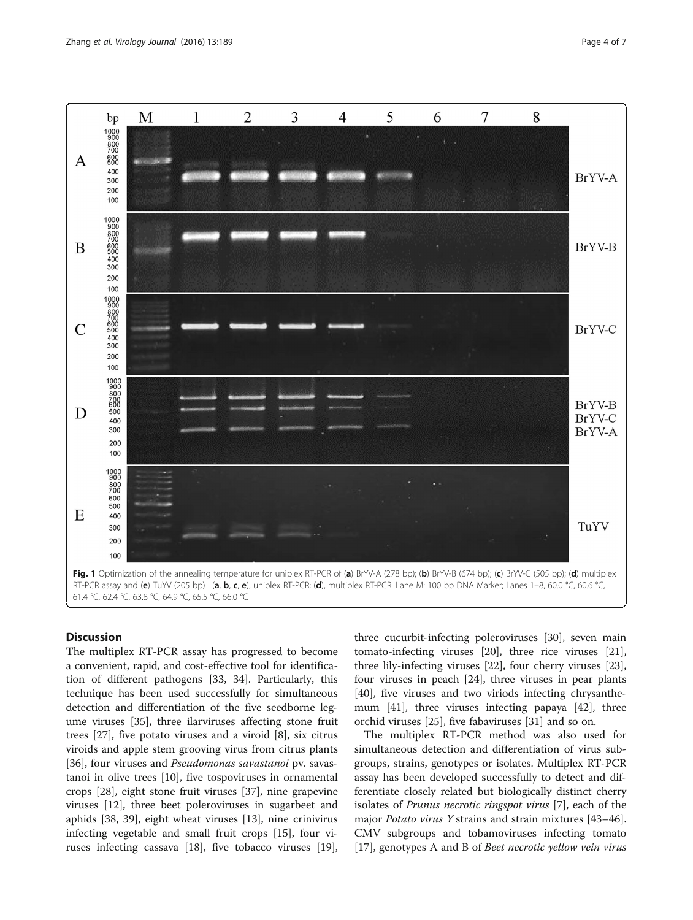Fig. 1 Optimization of the annealing temperature for uniplex RT-PCR of (**a**) BrYV-A (278 bp); (**b**) BrYV-B (674 bp); (**c**) BrYV-C (505 bp); (**d**) multiplex RT-PCR assay and (**e**) TuYV (205 bp) . (**a**, **b**, **c**, **e**), uniplex RT-PCR; (**d**), multiplex RT-PCR. Lane M: 100 bp DNA Marker; Lanes 1–8, 60.0 °C, 60.6 °C, 61.4 °C, 62.4 °C, 63.8 °C, 64.9 °C, 65.5 °C, 66.0 °C

## Discussion

The multiplex RT-PCR assay has progressed to become a convenient, rapid, and cost-effective tool for identification of different pathogens [33, 34]. Particularly, this technique has been used successfully for simultaneous detection and differentiation of the five seedborne legume viruses [35], three ilarviruses affecting stone fruit trees [27], five potato viruses and a viroid [8], six citrus viroids and apple stem grooving virus from citrus plants [36], four viruses and *Pseudomonas savastanoi* pv. savastanoi in olive trees [10], five tospoviruses in ornamental crops [28], eight stone fruit viruses [37], nine grapevine viruses [12], three beet poleroviruses in sugarbeet and aphids [38, 39], eight wheat viruses [13], nine crinivirus infecting vegetable and small fruit crops [15], four viruses infecting cassava [18], five tobacco viruses [19], three cucurbit-infecting poleroviruses [30], seven main tomato-infecting viruses [20], three rice viruses [21], three lily-infecting viruses [22], four cherry viruses [23], four viruses in peach [24], three viruses in pear plants [40], five viruses and two viriods infecting chrysanthemum [41], three viruses infecting papaya [42], three orchid viruses [25], five fabaviruses [31] and so on.

The multiplex RT-PCR method was also used for simultaneous detection and differentiation of virus subgroups, strains, genotypes or isolates. Multiplex RT-PCR assay has been developed successfully to detect and differentiate closely related but biologically distinct cherry isolates of *Prunus necrotic ringspot virus* [7], each of the major *Potato virus Y* strains and strain mixtures [43–46]. CMV subgroups and tobamoviruses infecting tomato [17], genotypes A and B of *Beet necrotic yellow vein virus*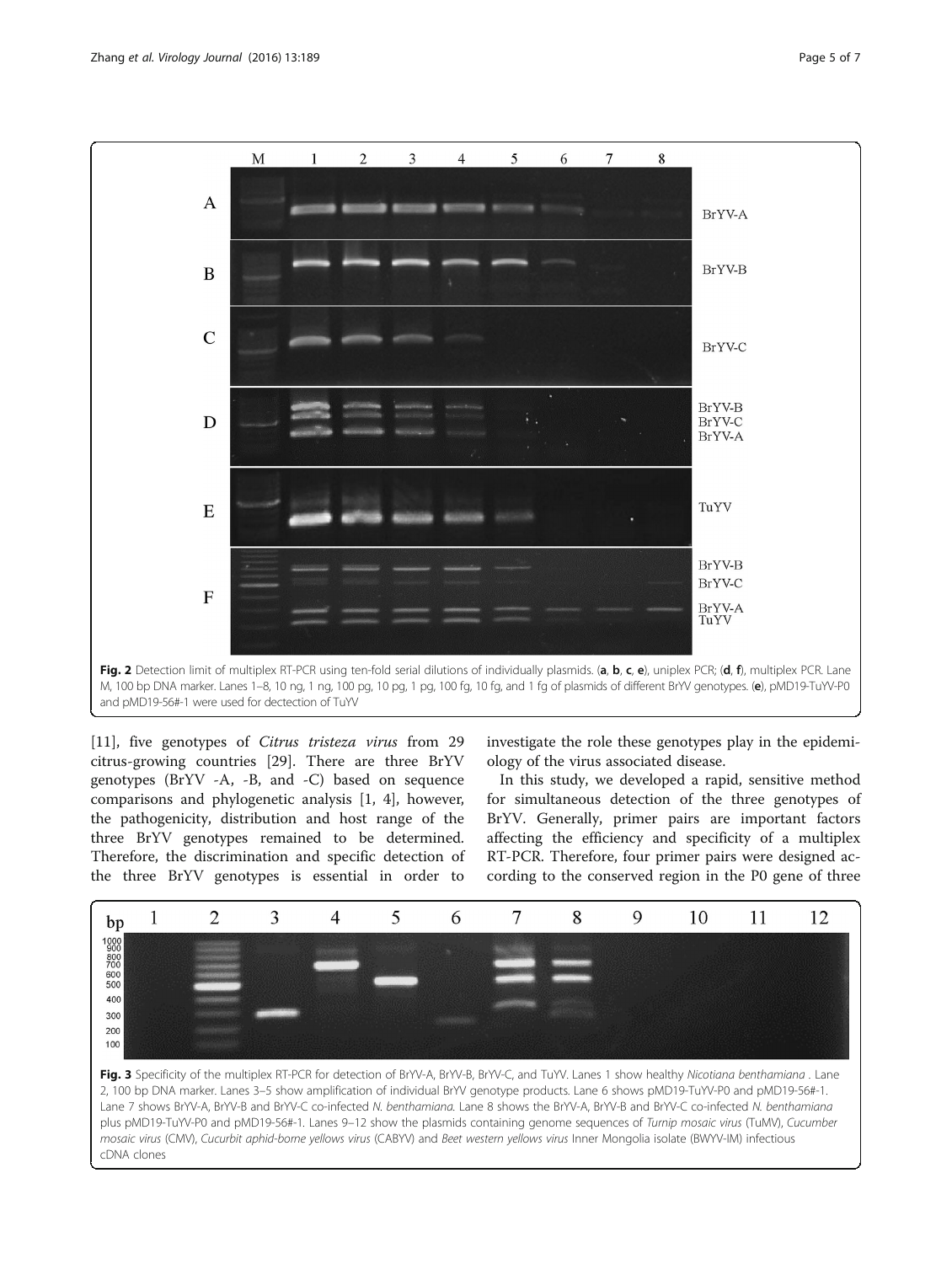Fig. 2 Detection limit of multiplex RT-PCR using ten-fold serial dilutions of individually plasmids. (**a**, **b**, **c**, **e**), uniplex PCR; (**d**, **f**), multiplex PCR. Lane M, 100 bp DNA marker. Lanes 1–8, 10 ng, 1 ng, 100 pg, 10 pg, 1 pg, 100 fg, 10 fg, and 1 fg of plasmids of different BrYV genotypes. (**e**), pMD19-TuYV-P0 and pMD19-56#-1 were used for dectection of TuYV

[11], five genotypes of *Citrus tristeza virus* from 29 citrus-growing countries [29]. There are three BrYV genotypes (BrYV -A, -B, and -C) based on sequence comparisons and phylogenetic analysis [1, 4], however, the pathogenicity, distribution and host range of the three BrYV genotypes remained to be determined. Therefore, the discrimination and specific detection of the three BrYV genotypes is essential in order to investigate the role these genotypes play in the epidemiology of the virus associated disease.

In this study, we developed a rapid, sensitive method for simultaneous detection of the three genotypes of BrYV. Generally, primer pairs are important factors affecting the efficiency and specificity of a multiplex RT-PCR. Therefore, four primer pairs were designed according to the conserved region in the P0 gene of three

Fig. 3 Specificity of the multiplex RT-PCR for detection of BrYV-A, BrYV-B, BrYV-C, and TuYV. Lanes 1 show healthy *Nicotiana benthamiana* . Lane 2, 100 bp DNA marker. Lanes 3–5 show amplification of individual BrYV genotype products. Lane 6 shows pMD19-TuYV-P0 and pMD19-56#-1. Lane 7 shows BrYV-A, BrYV-B and BrYV-C co-infected *N. benthamiana*. Lane 8 shows the BrYV-A, BrYV-B and BrYV-C co-infected *N. benthamiana* plus pMD19-TuYV-P0 and pMD19-56#-1. Lanes 9–12 show the plasmids containing genome sequences of *Turnip mosaic virus* (TuMV), *Cucumber mosaic virus* (CMV), *Cucurbit aphid-borne yellows virus* (CABYV) and *Beet western yellows virus* Inner Mongolia isolate (BWYV-IM) infectious cDNA clones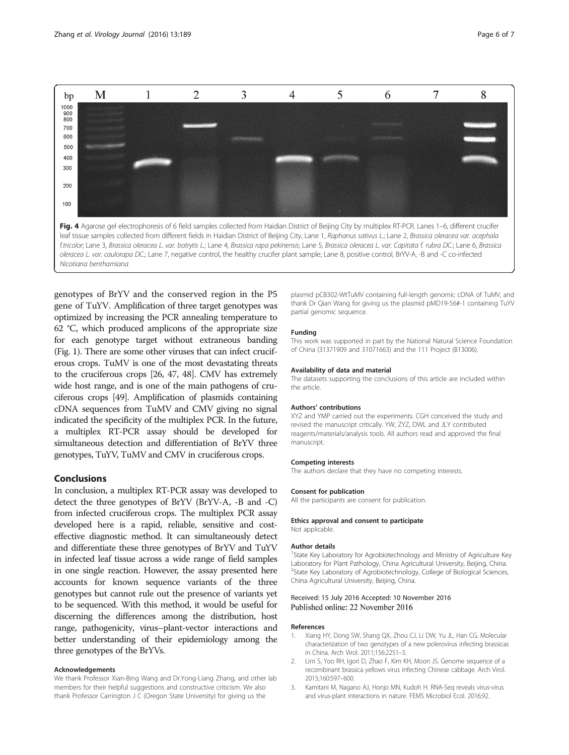bp M 1 2 3 4 5 6 7 8

1000
900
800
700
600
500
400
300
200
100

**Fig. 4** Agarose gel electrophoresis of 6 field samples collected from Haidian District of Beijing City by multiplex RT-PCR. Lanes 1–6, different crucifer leaf tissue samples collected from different fields in Haidian District of Beijing City, Lane 1, *Raphanus sativus L.*; Lane 2, *Brassica oleracea var. acephala f.tricolor*; Lane 3, *Brassica oleracea L. var. botrytis L.*; Lane 4, *Brassica rapa pekinensis*; Lane 5, *Brassica oleracea L. var. Capitata f. rubra DC.*; Lane 6, *Brassica oleracea L. var. caulorapa DC.*; Lane 7, negative control, the healthy crucifer plant sample; Lane 8, positive control, BrYV-A, -B and -C co-infected *Nicotiana benthamiana*

genotypes of BrYV and the conserved region in the P5 gene of TuYV. Amplification of three target genotypes was optimized by increasing the PCR annealing temperature to 62 °C, which produced amplicons of the appropriate size for each genotype target without extraneous banding (Fig. 1). There are some other viruses that can infect cruciferous crops. TuMV is one of the most devastating threats to the cruciferous crops [26, 47, 48]. CMV has extremely wide host range, and is one of the main pathogens of cruciferous crops [49]. Amplification of plasmids containing cDNA sequences from TuMV and CMV giving no signal indicated the specificity of the multiplex PCR. In the future, a multiplex RT-PCR assay should be developed for simultaneous detection and differentiation of BrYV three genotypes, TuYV, TuMV and CMV in cruciferous crops.

## Conclusions

In conclusion, a multiplex RT-PCR assay was developed to detect the three genotypes of BrYV (BrYV-A, -B and -C) from infected cruciferous crops. The multiplex PCR assay developed here is a rapid, reliable, sensitive and cost-effective diagnostic method. It can simultaneously detect and differentiate these three genotypes of BrYV and TuYV in infected leaf tissue across a wide range of field samples in one single reaction. However, the assay presented here accounts for known sequence variants of the three genotypes but cannot rule out the presence of variants yet to be sequenced. With this method, it would be useful for discerning the differences among the distribution, host range, pathogenicity, virus–plant-vector interactions and better understanding of their epidemiology among the three genotypes of the BrYVs.

#### Acknowledgements

We thank Professor Xian-Bing Wang and Dr.Yong-Liang Zhang, and other lab members for their helpful suggestions and constructive criticism. We also thank Professor Carrington J C (Oregon State University) for giving us the plasmid pCB302-WtTuMV containing full-length genomic cDNA of TuMV, and thank Dr Qian Wang for giving us the plasmid pMD19-56#-1 containing TuYV partial genomic sequence.

#### Funding

This work was supported in part by the National Natural Science Foundation of China (31371909 and 31071663) and the 111 Project (B13006).

#### Availability of data and material

The datasets supporting the conclusions of this article are included within the article.

#### Authors' contributions

XYZ and YMP carried out the experiments. CGH conceived the study and revised the manuscript critically. YW, ZYZ, DWL and JLY contributed reagents/materials/analysis tools. All authors read and approved the final manuscript.

#### Competing interests

The authors declare that they have no competing interests.

#### Consent for publication

All the participants are consent for publication.

#### Ethics approval and consent to participate

Not applicable.

#### Author details

[1]State Key Laboratory for Agrobiotechnology and Ministry of Agriculture Key Laboratory for Plant Pathology, China Agricultural University, Beijing, China. [2]State Key Laboratory of Agrobiotechnology, College of Biological Sciences, China Agricultural University, Beijing, China.

Received: 15 July 2016 Accepted: 10 November 2016
Published online: 22 November 2016

#### References

1. Xiang HY, Dong SW, Shang QX, Zhou CJ, Li DW, Yu JL, Han CG. Molecular characterization of two genotypes of a new polerovirus infecting brassicas in China. Arch Virol. 2011;156:2251–5.
2. Lim S, Yoo RH, Igori D, Zhao F, Kim KH, Moon JS. Genome sequence of a recombinant brassica yellows virus infecting Chinese cabbage. Arch Virol. 2015;160:597–600.
3. Kamitani M, Nagano AJ, Honjo MN, Kudoh H. RNA-Seq reveals virus-virus and virus-plant interactions in nature. FEMS Microbiol Ecol. 2016;92.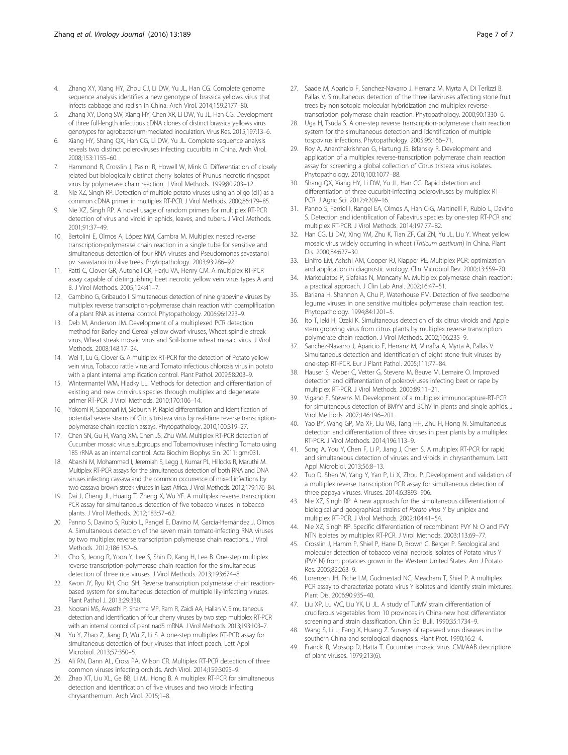4. Zhang XY, Xiang HY, Zhou CJ, Li DW, Yu JL, Han CG. Complete genome sequence analysis identifies a new genotype of brassica yellows virus that infects cabbage and radish in China. Arch Virol. 2014;159:2177–80.
5. Zhang XY, Dong SW, Xiang HY, Chen XR, Li DW, Yu JL, Han CG. Development of three full-length infectious cDNA clones of distinct brassica yellows virus genotypes for agrobacterium-mediated inoculation. Virus Res. 2015;197:13–6.
6. Xiang HY, Shang QX, Han CG, Li DW, Yu JL. Complete sequence analysis reveals two distinct poleroviruses infecting cucurbits in China. Arch Virol. 2008;153:1155–60.
7. Hammond R, Crosslin J, Pasini R, Howell W, Mink G. Differentiation of closely related but biologically distinct cherry isolates of Prunus necrotic ringspot virus by polymerase chain reaction. J Virol Methods. 1999;80:203–12.
8. Nie XZ, Singh RP. Detection of multiple potato viruses using an oligo (dT) as a common cDNA primer in multiplex RT-PCR. J Virol Methods. 2000;86:179–85.
9. Nie XZ, Singh RP. A novel usage of random primers for multiplex RT-PCR detection of virus and viroid in aphids, leaves, and tubers. J Virol Methods. 2001;91:37–49.
10. Bertolini E, Olmos A, López MM, Cambra M. Multiplex nested reverse transcription-polymerase chain reaction in a single tube for sensitive and simultaneous detection of four RNA viruses and Pseudomonas savastanoi pv. savastanoi in olive trees. Phytopathology. 2003;93:286–92.
11. Ratti C, Clover GR, Autonell CR, Harju VA, Henry CM. A multiplex RT-PCR assay capable of distinguishing beet necrotic yellow vein virus types A and B. J Virol Methods. 2005;124:41–7.
12. Gambino G, Gribaudo I. Simultaneous detection of nine grapevine viruses by multiplex reverse transcription-polymerase chain reaction with coamplification of a plant RNA as internal control. Phytopathology. 2006;96:1223–9.
13. Deb M, Anderson JM. Development of a multiplexed PCR detection method for Barley and Cereal yellow dwarf viruses, Wheat spindle streak virus, Wheat streak mosaic virus and Soil-borne wheat mosaic virus. J Virol Methods. 2008;148:17–24.
14. Wei T, Lu G, Clover G. A multiplex RT-PCR for the detection of Potato yellow vein virus, Tobacco rattle virus and Tomato infectious chlorosis virus in potato with a plant internal amplification control. Plant Pathol. 2009;58:203–9.
15. Wintermantel WM, Hladky LL. Methods for detection and differentiation of existing and new crinivirus species through multiplex and degenerate primer RT-PCR. J Virol Methods. 2010;170:106–14.
16. Yokomi R, Saponari M, Sieburth P. Rapid differentiation and identification of potential severe strains of Citrus tristeza virus by real-time reverse transcription-polymerase chain reaction assays. Phytopathology. 2010;100:319–27.
17. Chen SN, Gu H, Wang XM, Chen JS, Zhu WM. Multiplex RT-PCR detection of Cucumber mosaic virus subgroups and Tobamoviruses infecting Tomato using 18S rRNA as an internal control. Acta Biochim Biophys Sin. 2011: gmr031.
18. Abarshi M, Mohammed I, Jeremiah S, Legg J, Kumar PL, Hillocks R, Maruthi M. Multiplex RT-PCR assays for the simultaneous detection of both RNA and DNA viruses infecting cassava and the common occurrence of mixed infections by two cassava brown streak viruses in East Africa. J Virol Methods. 2012;179:176–84.
19. Dai J, Cheng JL, Huang T, Zheng X, Wu YF. A multiplex reverse transcription PCR assay for simultaneous detection of five tobacco viruses in tobacco plants. J Virol Methods. 2012;183:57–62.
20. Panno S, Davino S, Rubio L, Rangel E, Davino M, García-Hernández J, Olmos A. Simultaneous detection of the seven main tomato-infecting RNA viruses by two multiplex reverse transcription polymerase chain reactions. J Virol Methods. 2012;186:152–6.
21. Cho S, Jeong R, Yoon Y, Lee S, Shin D, Kang H, Lee B. One-step multiplex reverse transcription-polymerase chain reaction for the simultaneous detection of three rice viruses. J Virol Methods. 2013;193:674–8.
22. Kwon JY, Ryu KH, Choi SH. Reverse transcription polymerase chain reaction-based system for simultaneous detection of multiple lily-infecting viruses. Plant Pathol J. 2013;29:338.
23. Noorani MS, Awasthi P, Sharma MP, Ram R, Zaidi AA, Hallan V. Simultaneous detection and identification of four cherry viruses by two step multiplex RT-PCR with an internal control of plant nad5 mRNA. J Virol Methods. 2013;193:103–7.
24. Yu Y, Zhao Z, Jiang D, Wu Z, Li S. A one-step multiplex RT-PCR assay for simultaneous detection of four viruses that infect peach. Lett Appl Microbiol. 2013;57:350–5.
25. Ali RN, Dann AL, Cross PA, Wilson CR. Multiplex RT-PCR detection of three common viruses infecting orchids. Arch Virol. 2014;159:3095–9.
26. Zhao XT, Liu XL, Ge BB, Li MJ, Hong B. A multiplex RT-PCR for simultaneous detection and identification of five viruses and two viroids infecting chrysanthemum. Arch Virol. 2015;1–8.
27. Saade M, Aparicio F, Sanchez-Navarro J, Herranz M, Myrta A, Di Terlizzi B, Pallas V. Simultaneous detection of the three ilarviruses affecting stone fruit trees by nonisotopic molecular hybridization and multiplex reverse-transcription polymerase chain reaction. Phytopathology. 2000;90:1330–6.
28. Uga H, Tsuda S. A one-step reverse transcription-polymerase chain reaction system for the simultaneous detection and identification of multiple tospovirus infections. Phytopathology. 2005;95:166–71.
29. Roy A, Ananthakrishnan G, Hartung JS, Brlansky R. Development and application of a multiplex reverse-transcription polymerase chain reaction assay for screening a global collection of Citrus tristeza virus isolates. Phytopathology. 2010;100:1077–88.
30. Shang QX, Xiang HY, Li DW, Yu JL, Han CG. Rapid detection and differentiation of three cucurbit-infecting poleroviruses by multiplex RT–PCR. J Agric Sci. 2012;4:209–16.
31. Panno S, Ferriol I, Rangel EA, Olmos A, Han C-G, Martinelli F, Rubio L, Davino S. Detection and identification of Fabavirus species by one-step RT-PCR and multiplex RT-PCR. J Virol Methods. 2014;197:77–82.
32. Han CG, Li DW, Xing YM, Zhu K, Tian ZF, Cai ZN, Yu JL, Liu Y. Wheat yellow mosaic virus widely occurring in wheat (*Triticum aestivum*) in China. Plant Dis. 2000;84:627–30.
33. Elnifro EM, Ashshi AM, Cooper RJ, Klapper PE. Multiplex PCR: optimization and application in diagnostic virology. Clin Microbiol Rev. 2000;13:559–70.
34. Markoulatos P, Siafakas N, Moncany M. Multiplex polymerase chain reaction: a practical approach. J Clin Lab Anal. 2002;16:47–51.
35. Bariana H, Shannon A, Chu P, Waterhouse PM. Detection of five seedborne legume viruses in one sensitive multiplex polymerase chain reaction test. Phytopathology. 1994;84:1201–5.
36. Ito T, Ieki H, Ozaki K. Simultaneous detection of six citrus viroids and Apple stem grooving virus from citrus plants by multiplex reverse transcription polymerase chain reaction. J Virol Methods. 2002;106:235–9.
37. Sanchez-Navarro J, Aparicio F, Herranz M, Minafra A, Myrta A, Pallas V. Simultaneous detection and identification of eight stone fruit viruses by one-step RT-PCR. Eur J Plant Pathol. 2005;111:77–84.
38. Hauser S, Weber C, Vetter G, Stevens M, Beuve M, Lemaire O. Improved detection and differentiation of poleroviruses infecting beet or rape by multiplex RT-PCR. J Virol Methods. 2000;89:11–21.
39. Vigano F, Stevens M. Development of a multiplex immunocapture-RT-PCR for simultaneous detection of BMYV and BChV in plants and single aphids. J Virol Methods. 2007;146:196–201.
40. Yao BY, Wang GP, Ma XF, Liu WB, Tang HH, Zhu H, Hong N. Simultaneous detection and differentiation of three viruses in pear plants by a multiplex RT-PCR. J Virol Methods. 2014;196:113–9.
41. Song A, You Y, Chen F, Li P, Jiang J, Chen S. A multiplex RT-PCR for rapid and simultaneous detection of viruses and viroids in chrysanthemum. Lett Appl Microbiol. 2013;56:8–13.
42. Tuo D, Shen W, Yang Y, Yan P, Li X, Zhou P. Development and validation of a multiplex reverse transcription PCR assay for simultaneous detection of three papaya viruses. Viruses. 2014;6:3893–906.
43. Nie XZ, Singh RP. A new approach for the simultaneous differentiation of biological and geographical strains of *Potato virus Y* by uniplex and multiplex RT-PCR. J Virol Methods. 2002;104:41–54.
44. Nie XZ, Singh RP. Specific differentiation of recombinant PVY N: O and PVY NTN isolates by multiplex RT-PCR. J Virol Methods. 2003;113:69–77.
45. Crosslin J, Hamm P, Shiel P, Hane D, Brown C, Berger P. Serological and molecular detection of tobacco veinal necrosis isolates of Potato virus Y (PVY N) from potatoes grown in the Western United States. Am J Potato Res. 2005;82:263–9.
46. Lorenzen JH, Piche LM, Gudmestad NC, Meacham T, Shiel P. A multiplex PCR assay to characterize potato virus Y isolates and identify strain mixtures. Plant Dis. 2006;90:935–40.
47. Liu XP, Lu WC, Liu YK, Li JL. A study of TuMV strain differentiation of cruciferous vegetables from 10 provinces in China-new host differentiator screening and strain classification. Chin Sci Bull. 1990;35:1734–9.
48. Wang S, Li L, Fang X, Huang Z. Surveys of rapeseed virus diseases in the southern China and serological diagnosis. Plant Prot. 1990;16:2–4.
49. Francki R, Mossop D, Hatta T. Cucumber mosaic virus. CMI/AAB descriptions of plant viruses. 1979;213(6).